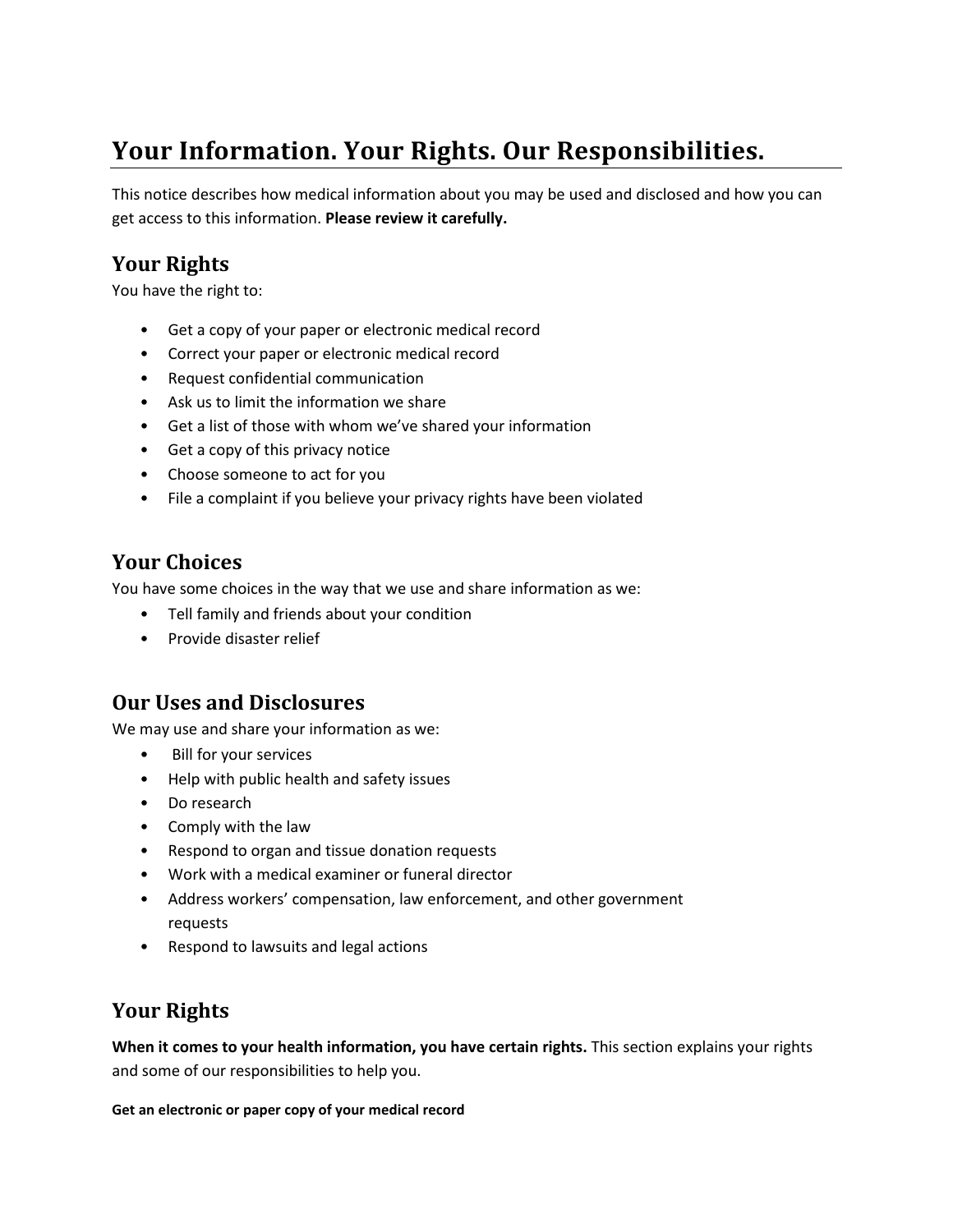# Your Information. Your Rights. Our Responsibilities.

This notice describes how medical information about you may be used and disclosed and how you can get access to this information. **Please review it carefully.**

## Your Rights

You have the right to:

- Get a copy of your paper or electronic medical record
- Correct your paper or electronic medical record
- Request confidential communication
- Ask us to limit the information we share
- Get a list of those with whom we've shared your information
- Get a copy of this privacy notice
- Choose someone to act for you
- File a complaint if you believe your privacy rights have been violated

## Your Choices

You have some choices in the way that we use and share information as we:

- Tell family and friends about your condition
- Provide disaster relief

## Our Uses and Disclosures

We may use and share your information as we:

- Bill for your services
- Help with public health and safety issues
- Do research
- Comply with the law
- Respond to organ and tissue donation requests
- Work with a medical examiner or funeral director
- Address workers' compensation, law enforcement, and other government requests
- Respond to lawsuits and legal actions

## Your Rights

**When it comes to your health information, you have certain rights.** This section explains your rights and some of our responsibilities to help you.

**Get an electronic or paper copy of your medical record**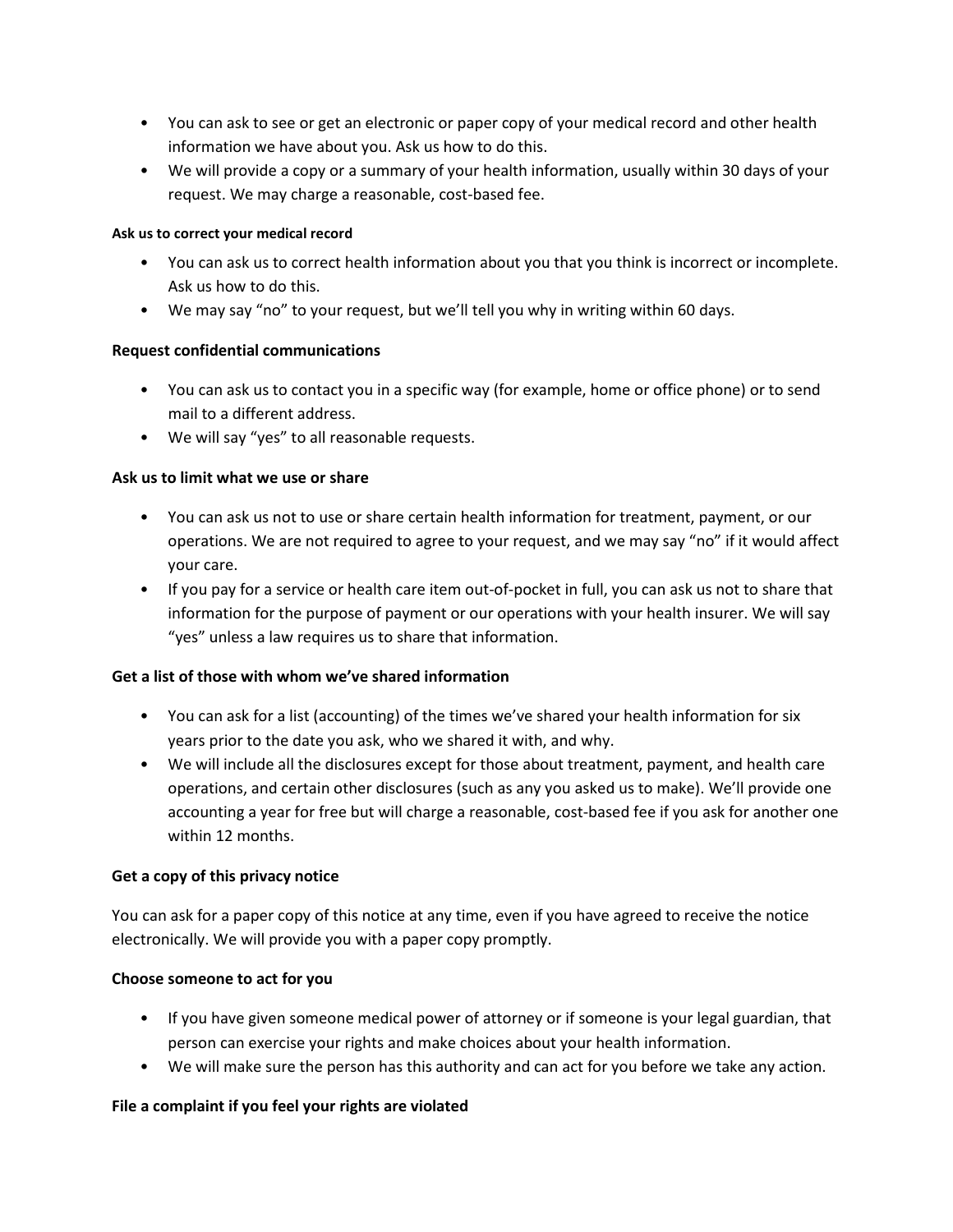- You can ask to see or get an electronic or paper copy of your medical record and other health information we have about you. Ask us how to do this.
- We will provide a copy or a summary of your health information, usually within 30 days of your request. We may charge a reasonable, cost-based fee.

#### Ask us to correct your medical record

- You can ask us to correct health information about you that you think is incorrect or incomplete. Ask us how to do this.
- We may say "no" to your request, but we'll tell you why in writing within 60 days.

### Request confidential communications

- You can ask us to contact you in a specific way (for example, home or office phone) or to send mail to a different address.
- We will say "yes" to all reasonable requests.

### Ask us to limit what we use or share

- You can ask us not to use or share certain health information for treatment, payment, or our operations. We are not required to agree to your request, and we may say "no" if it would affect your care.
- If you pay for a service or health care item out-of-pocket in full, you can ask us not to share that information for the purpose of payment or our operations with your health insurer. We will say "yes" unless a law requires us to share that information.

### Get a list of those with whom we've shared information

- You can ask for a list (accounting) of the times we've shared your health information for six years prior to the date you ask, who we shared it with, and why.
- We will include all the disclosures except for those about treatment, payment, and health care operations, and certain other disclosures (such as any you asked us to make). We'll provide one accounting a year for free but will charge a reasonable, cost-based fee if you ask for another one within 12 months.

### Get a copy of this privacy notice

You can ask for a paper copy of this notice at any time, even if you have agreed to receive the notice electronically. We will provide you with a paper copy promptly.

### Choose someone to act for you

- If you have given someone medical power of attorney or if someone is your legal guardian, that person can exercise your rights and make choices about your health information.
- We will make sure the person has this authority and can act for you before we take any action.

### File a complaint if you feel your rights are violated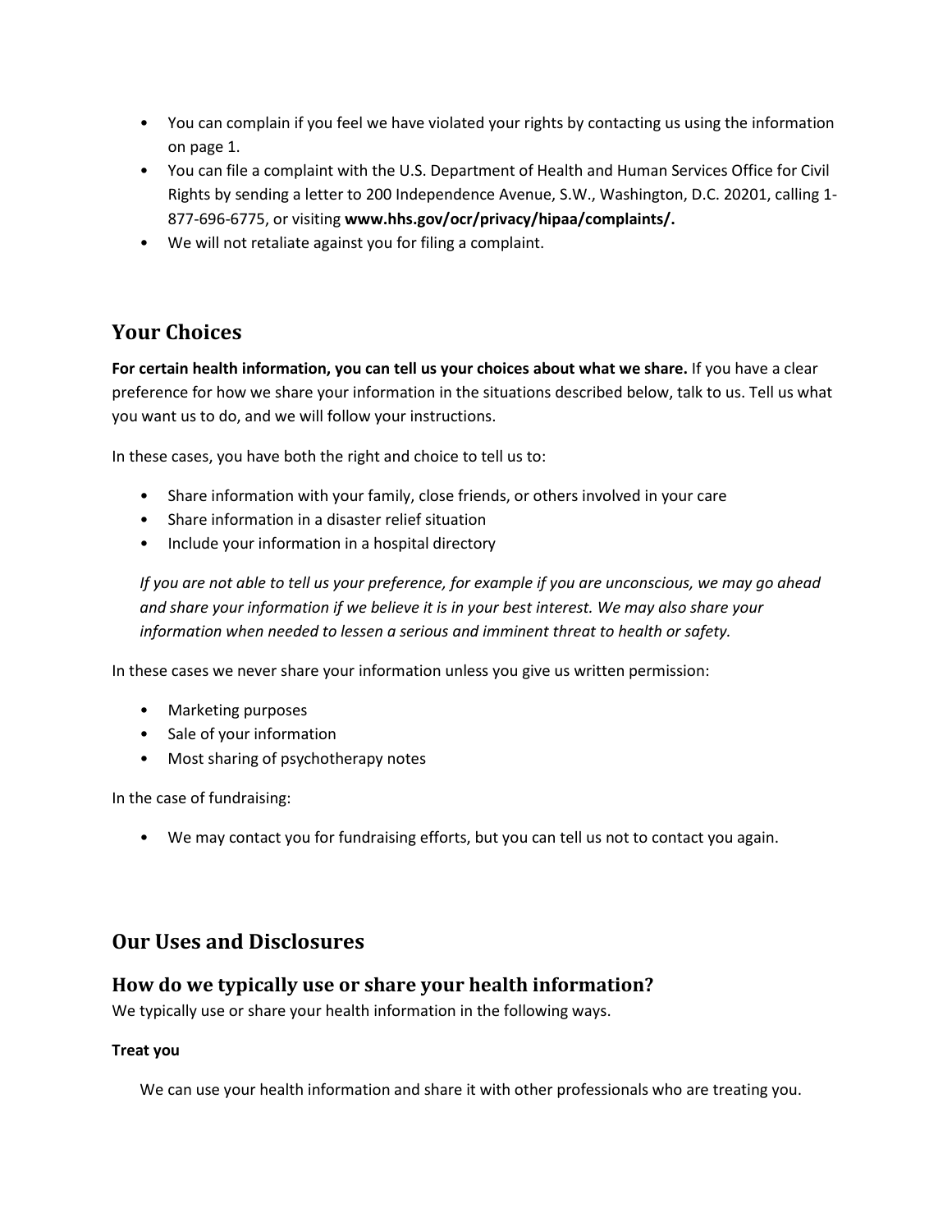- You can complain if you feel we have violated your rights by contacting us using the information on page 1.
- You can file a complaint with the U.S. Department of Health and Human Services Office for Civil Rights by sending a letter to 200 Independence Avenue, S.W., Washington, D.C. 20201, calling 1-877-696-6775, or visiting **www.hhs.gov/ocr/privacy/hipaa/complaints/.**
- We will not retaliate against you for filing a complaint.

## Your Choices

**For certain health information, you can tell us your choices about what we share.** If you have a clear preference for how we share your information in the situations described below, talk to us. Tell us what you want us to do, and we will follow your instructions.

In these cases, you have both the right and choice to tell us to:

- Share information with your family, close friends, or others involved in your care
- Share information in a disaster relief situation
- Include your information in a hospital directory

*If you are not able to tell us your preference, for example if you are unconscious, we may go ahead and share your information if we believe it is in your best interest. We may also share your information when needed to lessen a serious and imminent threat to health or safety.*

In these cases we never share your information unless you give us written permission:

- Marketing purposes
- Sale of your information
- Most sharing of psychotherapy notes

In the case of fundraising:

- We may contact you for fundraising efforts, but you can tell us not to contact you again.

## Our Uses and Disclosures

### How do we typically use or share your health information?

We typically use or share your health information in the following ways.

**Treat you**

We can use your health information and share it with other professionals who are treating you.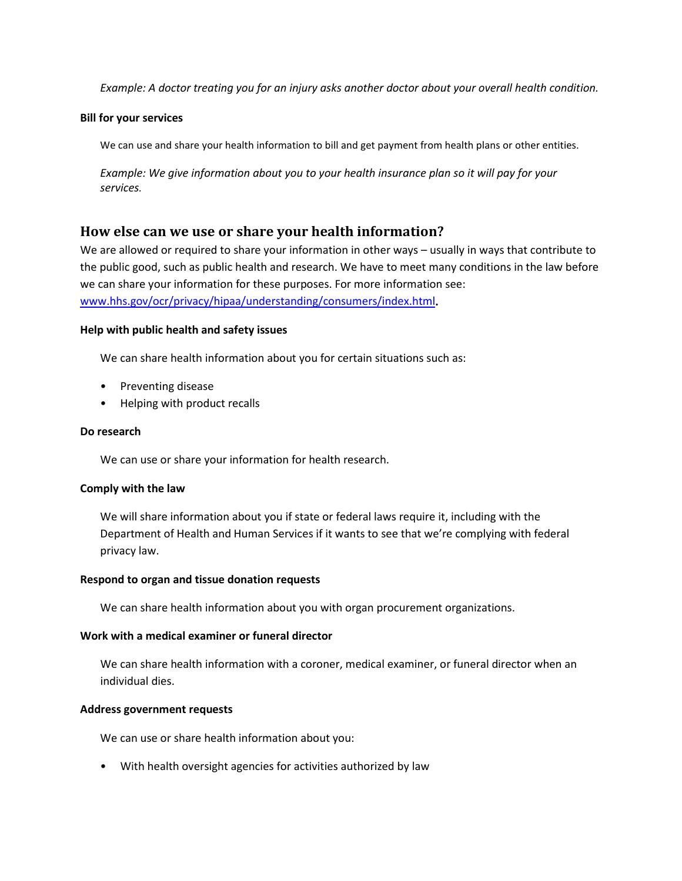*Example: A doctor treating you for an injury asks another doctor about your overall health condition.*

**Bill for your services**

We can use and share your health information to bill and get payment from health plans or other entities.

*Example: We give information about you to your health insurance plan so it will pay for your services.*

## How else can we use or share your health information?

We are allowed or required to share your information in other ways – usually in ways that contribute to the public good, such as public health and research. We have to meet many conditions in the law before we can share your information for these purposes. For more information see: [www.hhs.gov/ocr/privacy/hipaa/understanding/consumers/index.html](http://www.hhs.gov/ocr/privacy/hipaa/understanding/consumers/index.html).

**Help with public health and safety issues**

We can share health information about you for certain situations such as:

- Preventing disease
- Helping with product recalls

**Do research**

We can use or share your information for health research.

**Comply with the law**

We will share information about you if state or federal laws require it, including with the Department of Health and Human Services if it wants to see that we're complying with federal privacy law.

**Respond to organ and tissue donation requests**

We can share health information about you with organ procurement organizations.

**Work with a medical examiner or funeral director**

We can share health information with a coroner, medical examiner, or funeral director when an individual dies.

**Address government requests**

We can use or share health information about you:

- With health oversight agencies for activities authorized by law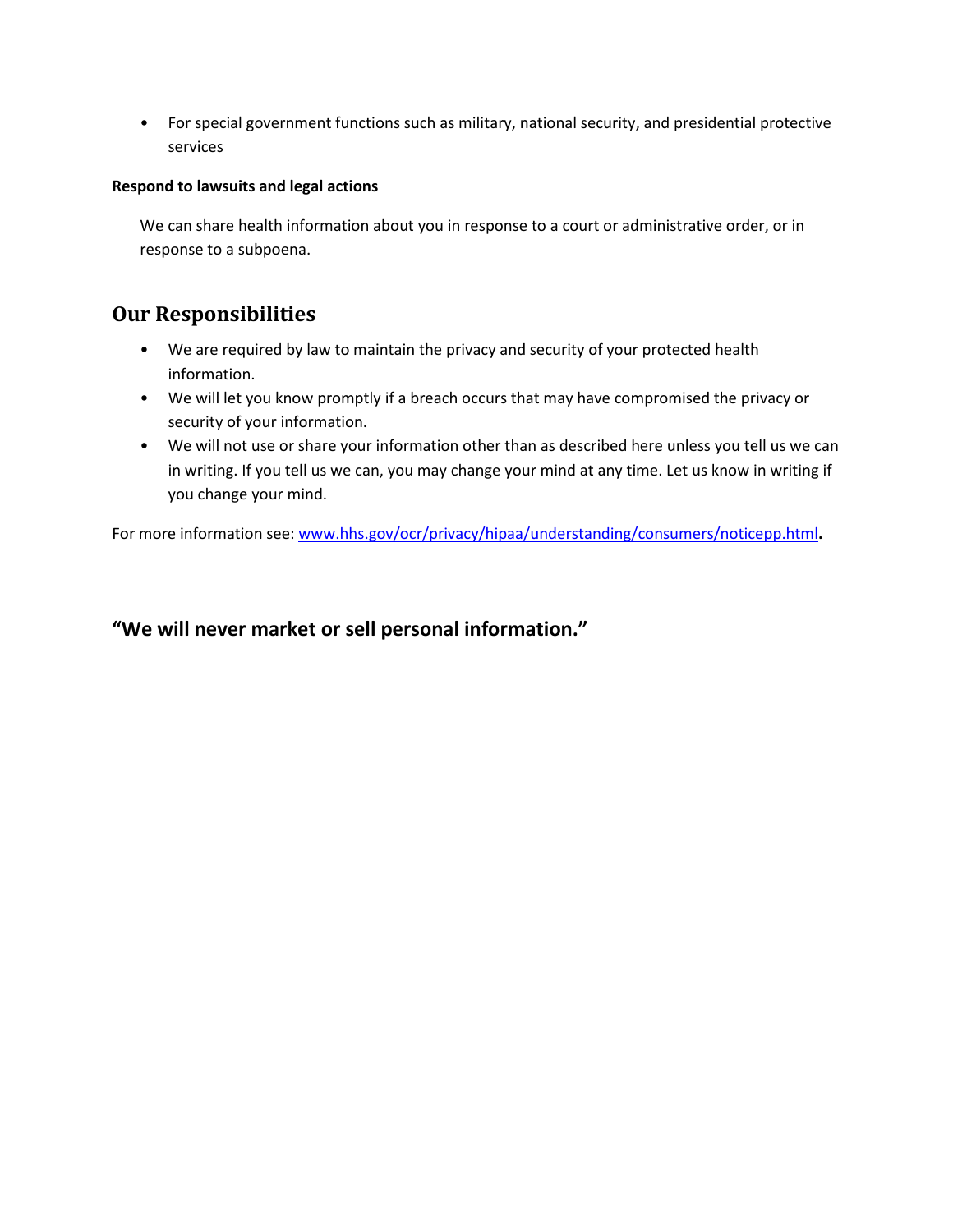- For special government functions such as military, national security, and presidential protective services

**Respond to lawsuits and legal actions**

We can share health information about you in response to a court or administrative order, or in response to a subpoena.

## Our Responsibilities

- We are required by law to maintain the privacy and security of your protected health information.
- We will let you know promptly if a breach occurs that may have compromised the privacy or security of your information.
- We will not use or share your information other than as described here unless you tell us we can in writing. If you tell us we can, you may change your mind at any time. Let us know in writing if you change your mind.

For more information see: [www.hhs.gov/ocr/privacy/hipaa/understanding/consumers/noticepp.html](http://www.hhs.gov/ocr/privacy/hipaa/understanding/consumers/noticepp.html).

**“We will never market or sell personal information.”**